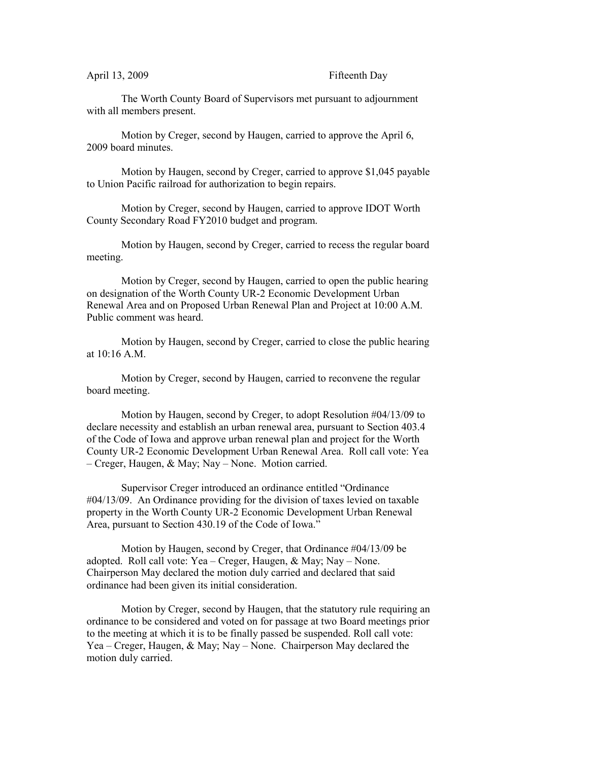April 13, 2009 Fifteenth Day

The Worth County Board of Supervisors met pursuant to adjournment with all members present.

Motion by Creger, second by Haugen, carried to approve the April 6, 2009 board minutes.

Motion by Haugen, second by Creger, carried to approve $1,045 payable to Union Pacific railroad for authorization to begin repairs.

Motion by Creger, second by Haugen, carried to approve IDOT Worth County Secondary Road FY2010 budget and program.

Motion by Haugen, second by Creger, carried to recess the regular board meeting.

Motion by Creger, second by Haugen, carried to open the public hearing on designation of the Worth County UR-2 Economic Development Urban Renewal Area and on Proposed Urban Renewal Plan and Project at 10:00 A.M. Public comment was heard.

Motion by Haugen, second by Creger, carried to close the public hearing at 10:16 A.M.

Motion by Creger, second by Haugen, carried to reconvene the regular board meeting.

Motion by Haugen, second by Creger, to adopt Resolution #04/13/09 to declare necessity and establish an urban renewal area, pursuant to Section 403.4 of the Code of Iowa and approve urban renewal plan and project for the Worth County UR-2 Economic Development Urban Renewal Area. Roll call vote: Yea – Creger, Haugen, & May; Nay – None. Motion carried.

Supervisor Creger introduced an ordinance entitled "Ordinance #04/13/09. An Ordinance providing for the division of taxes levied on taxable property in the Worth County UR-2 Economic Development Urban Renewal Area, pursuant to Section 430.19 of the Code of Iowa."

Motion by Haugen, second by Creger, that Ordinance #04/13/09 be adopted. Roll call vote: Yea – Creger, Haugen, & May; Nay – None. Chairperson May declared the motion duly carried and declared that said ordinance had been given its initial consideration.

Motion by Creger, second by Haugen, that the statutory rule requiring an ordinance to be considered and voted on for passage at two Board meetings prior to the meeting at which it is to be finally passed be suspended. Roll call vote: Yea – Creger, Haugen, & May; Nay – None. Chairperson May declared the motion duly carried.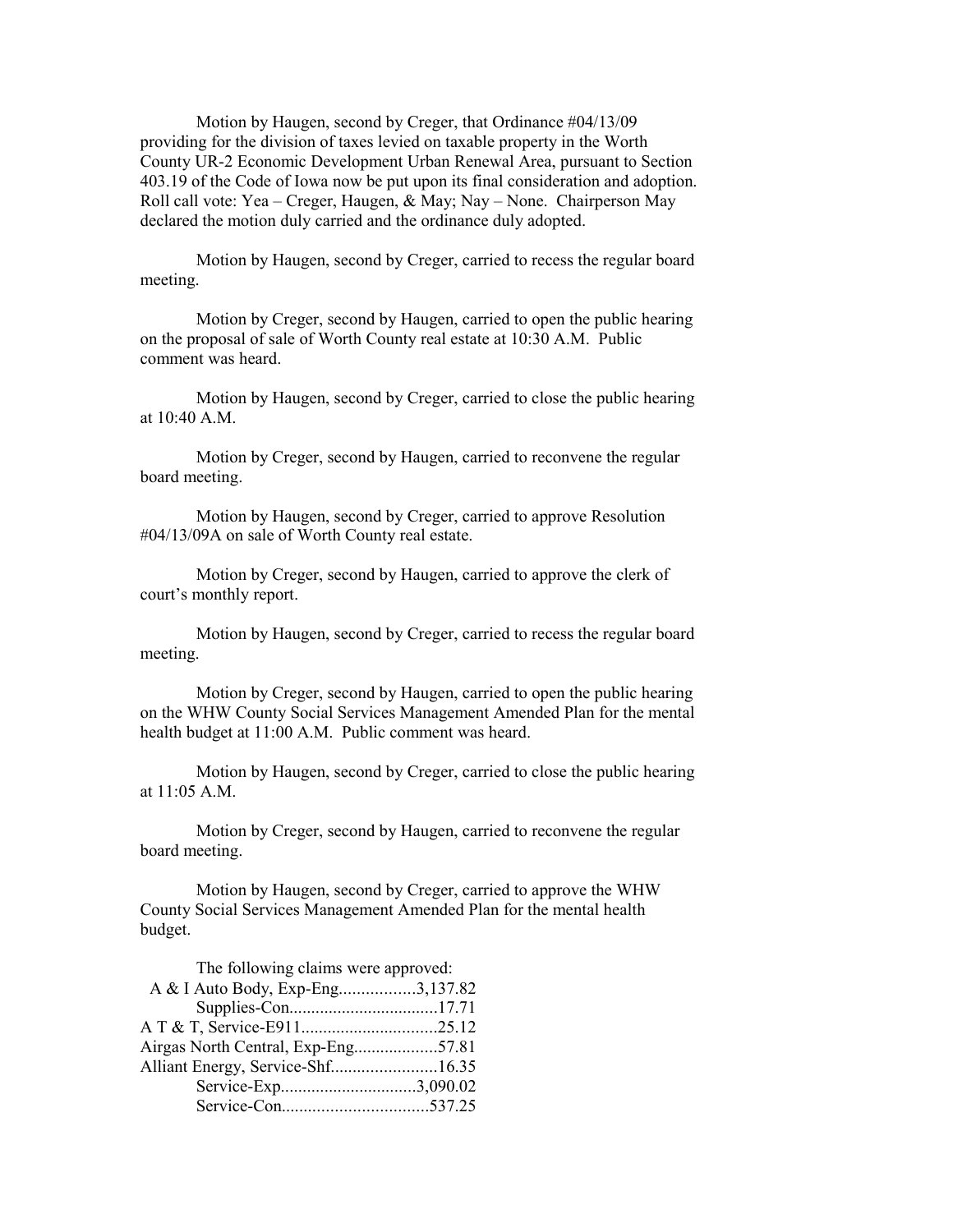Motion by Haugen, second by Creger, that Ordinance #04/13/09 providing for the division of taxes levied on taxable property in the Worth County UR-2 Economic Development Urban Renewal Area, pursuant to Section 403.19 of the Code of Iowa now be put upon its final consideration and adoption. Roll call vote: Yea – Creger, Haugen, & May; Nay – None. Chairperson May declared the motion duly carried and the ordinance duly adopted.

Motion by Haugen, second by Creger, carried to recess the regular board meeting.

Motion by Creger, second by Haugen, carried to open the public hearing on the proposal of sale of Worth County real estate at 10:30 A.M. Public comment was heard.

Motion by Haugen, second by Creger, carried to close the public hearing at 10:40 A.M.

Motion by Creger, second by Haugen, carried to reconvene the regular board meeting.

Motion by Haugen, second by Creger, carried to approve Resolution #04/13/09A on sale of Worth County real estate.

Motion by Creger, second by Haugen, carried to approve the clerk of court's monthly report.

Motion by Haugen, second by Creger, carried to recess the regular board meeting.

Motion by Creger, second by Haugen, carried to open the public hearing on the WHW County Social Services Management Amended Plan for the mental health budget at 11:00 A.M. Public comment was heard.

Motion by Haugen, second by Creger, carried to close the public hearing at 11:05 A.M.

Motion by Creger, second by Haugen, carried to reconvene the regular board meeting.

Motion by Haugen, second by Creger, carried to approve the WHW County Social Services Management Amended Plan for the mental health budget.

The following claims were approved:

A & I Auto Body, Exp-Eng.................3,137.82
Supplies-Con.................................17.71
A T & T, Service-E911..............................25.12
Airgas North Central, Exp-Eng...................57.81
Alliant Energy, Service-Shf........................16.35
Service-Exp..............................3,090.02
Service-Con................................537.25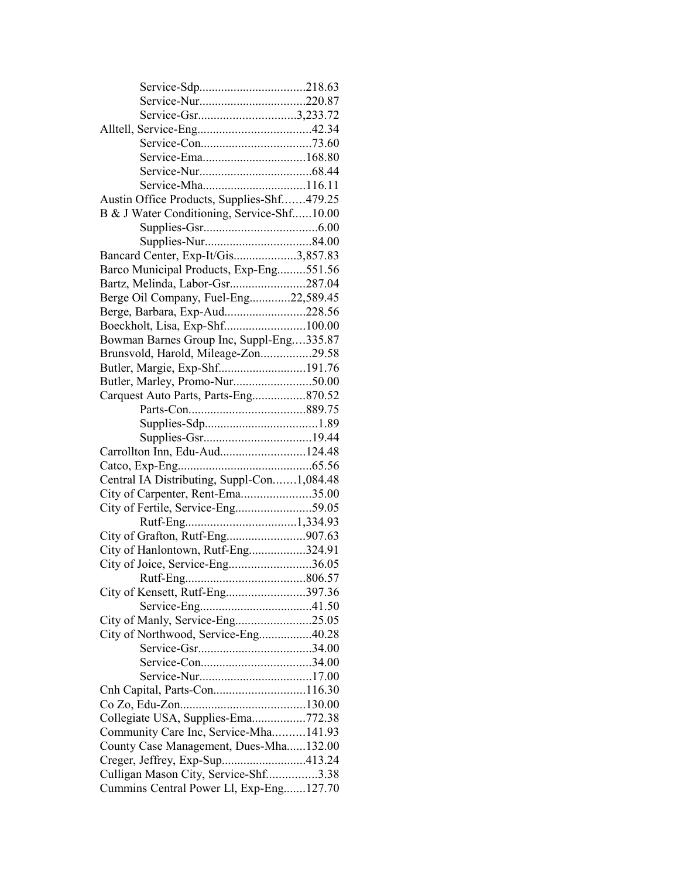Service-Sdp.................................218.63
Service-Nur.................................220.87
Service-Gsr...............................3,233.72
Alltell, Service-Eng....................................42.34
Service-Con...................................73.60
Service-Ema.................................168.80
Service-Nur...................................68.44
Service-Mha.................................116.11
Austin Office Products, Supplies-Shf.......479.25
B & J Water Conditioning, Service-Shf......10.00
Supplies-Gsr....................................6.00
Supplies-Nur..................................84.00
Bancard Center, Exp-It/Gis....................3,857.83
Barco Municipal Products, Exp-Eng.........551.56
Bartz, Melinda, Labor-Gsr........................287.04
Berge Oil Company, Fuel-Eng.............22,589.45
Berge, Barbara, Exp-Aud..........................228.56
Boeckholt, Lisa, Exp-Shf..........................100.00
Bowman Barnes Group Inc, Suppl-Eng....335.87
Brunsvold, Harold, Mileage-Zon................29.58
Butler, Margie, Exp-Shf............................191.76
Butler, Marley, Promo-Nur.........................50.00
Carquest Auto Parts, Parts-Eng.................870.52
Parts-Con.....................................889.75
Supplies-Sdp....................................1.89
Supplies-Gsr..................................19.44
Carrollton Inn, Edu-Aud...........................124.48
Catco, Exp-Eng..........................................65.56
Central IA Distributing, Suppl-Con.......1,084.48
City of Carpenter, Rent-Ema......................35.00
City of Fertile, Service-Eng........................59.05
Rutf-Eng...................................1,334.93
City of Grafton, Rutf-Eng.........................907.63
City of Hanlontown, Rutf-Eng..................324.91
City of Joice, Service-Eng..........................36.05
Rutf-Eng.....................................806.57
City of Kensett, Rutf-Eng.........................397.36
Service-Eng...................................41.50
City of Manly, Service-Eng........................25.05
City of Northwood, Service-Eng.................40.28
Service-Gsr....................................34.00
Service-Con...................................34.00
Service-Nur...................................17.00
Cnh Capital, Parts-Con.............................116.30
Co Zo, Edu-Zon........................................130.00
Collegiate USA, Supplies-Ema.................772.38
Community Care Inc, Service-Mha..........141.93
County Case Management, Dues-Mha......132.00
Creger, Jeffrey, Exp-Sup...........................413.24
Culligan Mason City, Service-Shf................3.38
Cummins Central Power Ll, Exp-Eng.......127.70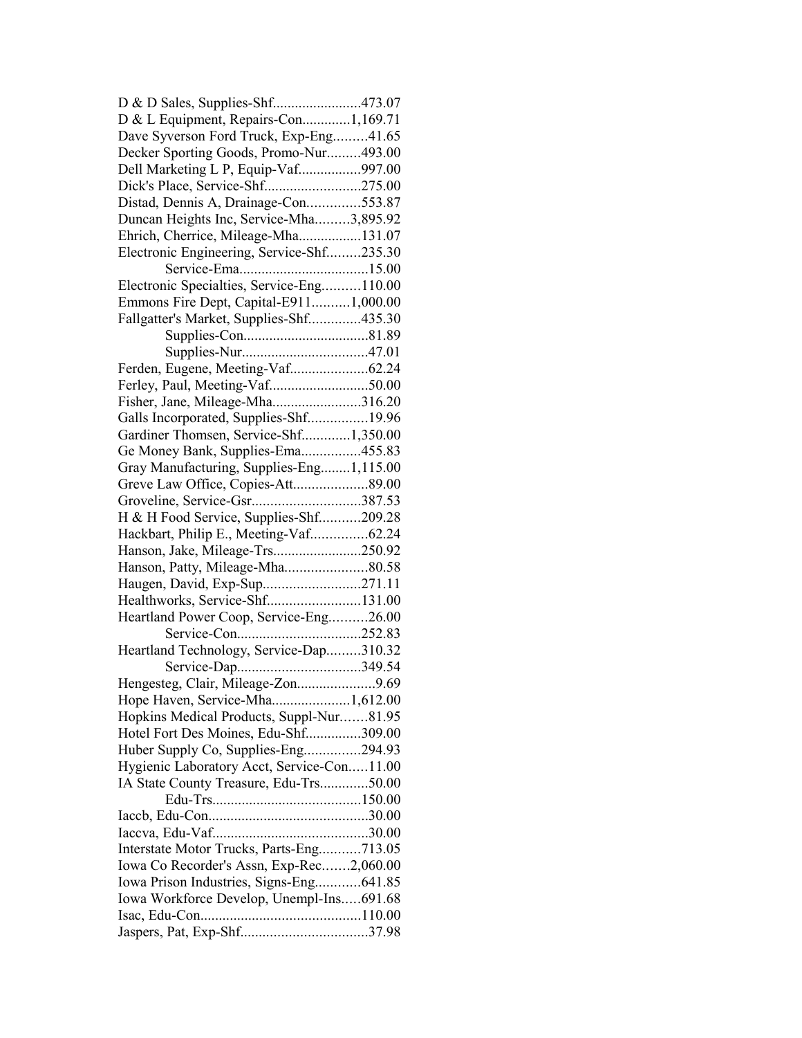D & D Sales, Supplies-Shf........................473.07
D & L Equipment, Repairs-Con.............1,169.71
Dave Syverson Ford Truck, Exp-Eng.........41.65
Decker Sporting Goods, Promo-Nur.........493.00
Dell Marketing L P, Equip-Vaf................997.00
Dick's Place, Service-Shf..........................275.00
Distad, Dennis A, Drainage-Con..............553.87
Duncan Heights Inc, Service-Mha.........3,895.92
Ehrich, Cherrice, Mileage-Mha.................131.07
Electronic Engineering, Service-Shf.........235.30
Service-Ema...................................15.00
Electronic Specialties, Service-Eng..........110.00
Emmons Fire Dept, Capital-E911..........1,000.00
Fallgatter's Market, Supplies-Shf..............435.30
Supplies-Con..................................81.89
Supplies-Nur..................................47.01
Ferden, Eugene, Meeting-Vaf.....................62.24
Ferley, Paul, Meeting-Vaf...........................50.00
Fisher, Jane, Mileage-Mha........................316.20
Galls Incorporated, Supplies-Shf................19.96
Gardiner Thomsen, Service-Shf.............1,350.00
Ge Money Bank, Supplies-Ema................455.83
Gray Manufacturing, Supplies-Eng........1,115.00
Greve Law Office, Copies-Att....................89.00
Groveline, Service-Gsr.............................387.53
H & H Food Service, Supplies-Shf...........209.28
Hackbart, Philip E., Meeting-Vaf...............62.24
Hanson, Jake, Mileage-Trs........................250.92
Hanson, Patty, Mileage-Mha......................80.58
Haugen, David, Exp-Sup...........................271.11
Healthworks, Service-Shf.........................131.00
Heartland Power Coop, Service-Eng..........26.00
Service-Con.................................252.83
Heartland Technology, Service-Dap.........310.32
Service-Dap.................................349.54
Hengesteg, Clair, Mileage-Zon.....................9.69
Hope Haven, Service-Mha.....................1,612.00
Hopkins Medical Products, Suppl-Nur.......81.95
Hotel Fort Des Moines, Edu-Shf..............309.00
Huber Supply Co, Supplies-Eng...............294.93
Hygienic Laboratory Acct, Service-Con.....11.00
IA State County Treasure, Edu-Trs.............50.00
Edu-Trs........................................150.00
Iaccb, Edu-Con...........................................30.00
Iaccva, Edu-Vaf..........................................30.00
Interstate Motor Trucks, Parts-Eng...........713.05
Iowa Co Recorder's Assn, Exp-Rec.......2,060.00
Iowa Prison Industries, Signs-Eng............641.85
Iowa Workforce Develop, Unempl-Ins.....691.68
Isac, Edu-Con...........................................110.00
Jaspers, Pat, Exp-Shf..................................37.98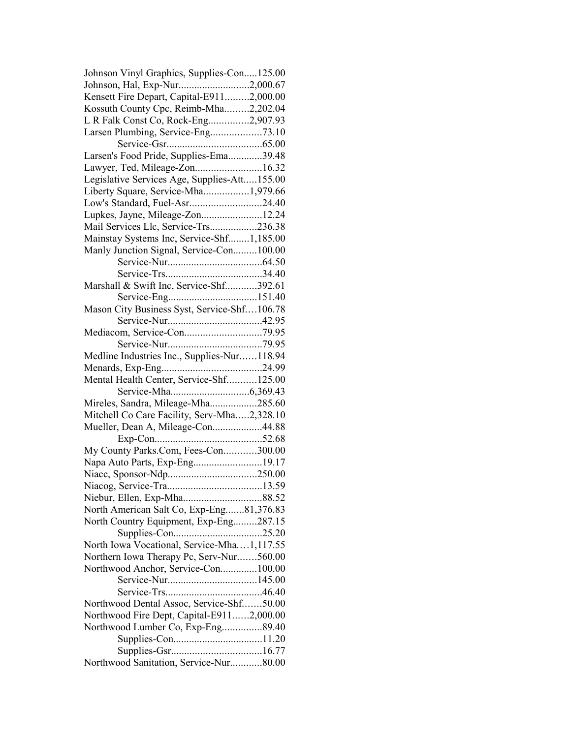Johnson Vinyl Graphics, Supplies-Con.....125.00
Johnson, Hal, Exp-Nur...........................2,000.67
Kensett Fire Depart, Capital-E911.........2,000.00
Kossuth County Cpc, Reimb-Mha.........2,202.04
L R Falk Const Co, Rock-Eng...............2,907.93
Larsen Plumbing, Service-Eng...................73.10
Service-Gsr....................................65.00
Larsen's Food Pride, Supplies-Ema.............39.48
Lawyer, Ted, Mileage-Zon.........................16.32
Legislative Services Age, Supplies-Att.....155.00
Liberty Square, Service-Mha.................1,979.66
Low's Standard, Fuel-Asr...........................24.40
Lupkes, Jayne, Mileage-Zon.......................12.24
Mail Services Llc, Service-Trs..................236.38
Mainstay Systems Inc, Service-Shf........1,185.00
Manly Junction Signal, Service-Con.........100.00
Service-Nur....................................64.50
Service-Trs.....................................34.40
Marshall & Swift Inc, Service-Shf............392.61
Service-Eng..................................151.40
Mason City Business Syst, Service-Shf….106.78
Service-Nur....................................42.95
Mediacom, Service-Con.............................79.95
Service-Nur....................................79.95
Medline Industries Inc., Supplies-Nur……118.94
Menards, Exp-Eng......................................24.99
Mental Health Center, Service-Shf...........125.00
Service-Mha..............................6,369.43
Mireles, Sandra, Mileage-Mha..................285.60
Mitchell Co Care Facility, Serv-Mha.....2,328.10
Mueller, Dean A, Mileage-Con...................44.88
Exp-Con.........................................52.68
My County Parks.Com, Fees-Con............300.00
Napa Auto Parts, Exp-Eng..........................19.17
Niacc, Sponsor-Ndp..................................250.00
Niacog, Service-Tra....................................13.59
Niebur, Ellen, Exp-Mha..............................88.52
North American Salt Co, Exp-Eng.......81,376.83
North Country Equipment, Exp-Eng.........287.15
Supplies-Con..................................25.20
North Iowa Vocational, Service-Mha.…1,117.55
Northern Iowa Therapy Pc, Serv-Nur…….560.00
Northwood Anchor, Service-Con..............100.00
Service-Nur..................................145.00
Service-Trs.....................................46.40
Northwood Dental Assoc, Service-Shf…….50.00
Northwood Fire Dept, Capital-E911……2,000.00
Northwood Lumber Co, Exp-Eng...............89.40
Supplies-Con..................................11.20
Supplies-Gsr..................................16.77
Northwood Sanitation, Service-Nur............80.00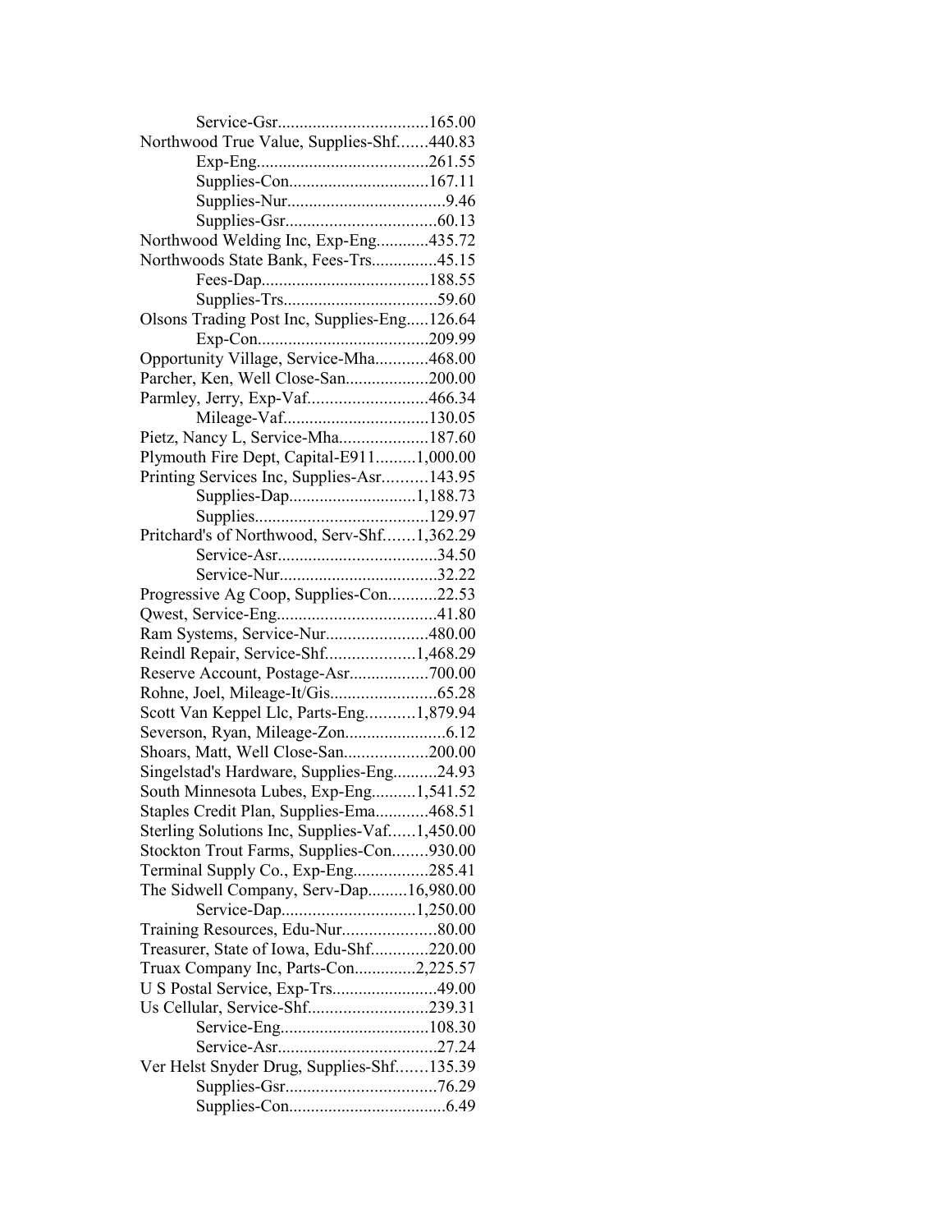Service-Gsr..................................165.00
Northwood True Value, Supplies-Shf.......440.83
Exp-Eng.......................................261.55
Supplies-Con................................167.11
Supplies-Nur....................................9.46
Supplies-Gsr..................................60.13
Northwood Welding Inc, Exp-Eng............435.72
Northwoods State Bank, Fees-Trs...............45.15
Fees-Dap......................................188.55
Supplies-Trs..................................59.60
Olsons Trading Post Inc, Supplies-Eng.....126.64
Exp-Con......................................209.99
Opportunity Village, Service-Mha............468.00
Parcher, Ken, Well Close-San...................200.00
Parmley, Jerry, Exp-Vaf...........................466.34
Mileage-Vaf.................................130.05
Pietz, Nancy L, Service-Mha....................187.60
Plymouth Fire Dept, Capital-E911.........1,000.00
Printing Services Inc, Supplies-Asr..........143.95
Supplies-Dap............................1,188.73
Supplies.......................................129.97
Pritchard's of Northwood, Serv-Shf.......1,362.29
Service-Asr....................................34.50
Service-Nur....................................32.22
Progressive Ag Coop, Supplies-Con...........22.53
Qwest, Service-Eng....................................41.80
Ram Systems, Service-Nur.......................480.00
Reindl Repair, Service-Shf....................1,468.29
Reserve Account, Postage-Asr..................700.00
Rohne, Joel, Mileage-It/Gis........................65.28
Scott Van Keppel Llc, Parts-Eng...........1,879.94
Severson, Ryan, Mileage-Zon.......................6.12
Shoars, Matt, Well Close-San...................200.00
Singelstad's Hardware, Supplies-Eng..........24.93
South Minnesota Lubes, Exp-Eng..........1,541.52
Staples Credit Plan, Supplies-Ema............468.51
Sterling Solutions Inc, Supplies-Vaf......1,450.00
Stockton Trout Farms, Supplies-Con........930.00
Terminal Supply Co., Exp-Eng.................285.41
The Sidwell Company, Serv-Dap.........16,980.00
Service-Dap..............................1,250.00
Training Resources, Edu-Nur.....................80.00
Treasurer, State of Iowa, Edu-Shf.............220.00
Truax Company Inc, Parts-Con..............2,225.57
U S Postal Service, Exp-Trs........................49.00
Us Cellular, Service-Shf...........................239.31
Service-Eng..................................108.30
Service-Asr....................................27.24
Ver Helst Snyder Drug, Supplies-Shf.......135.39
Supplies-Gsr..................................76.29
Supplies-Con...................................6.49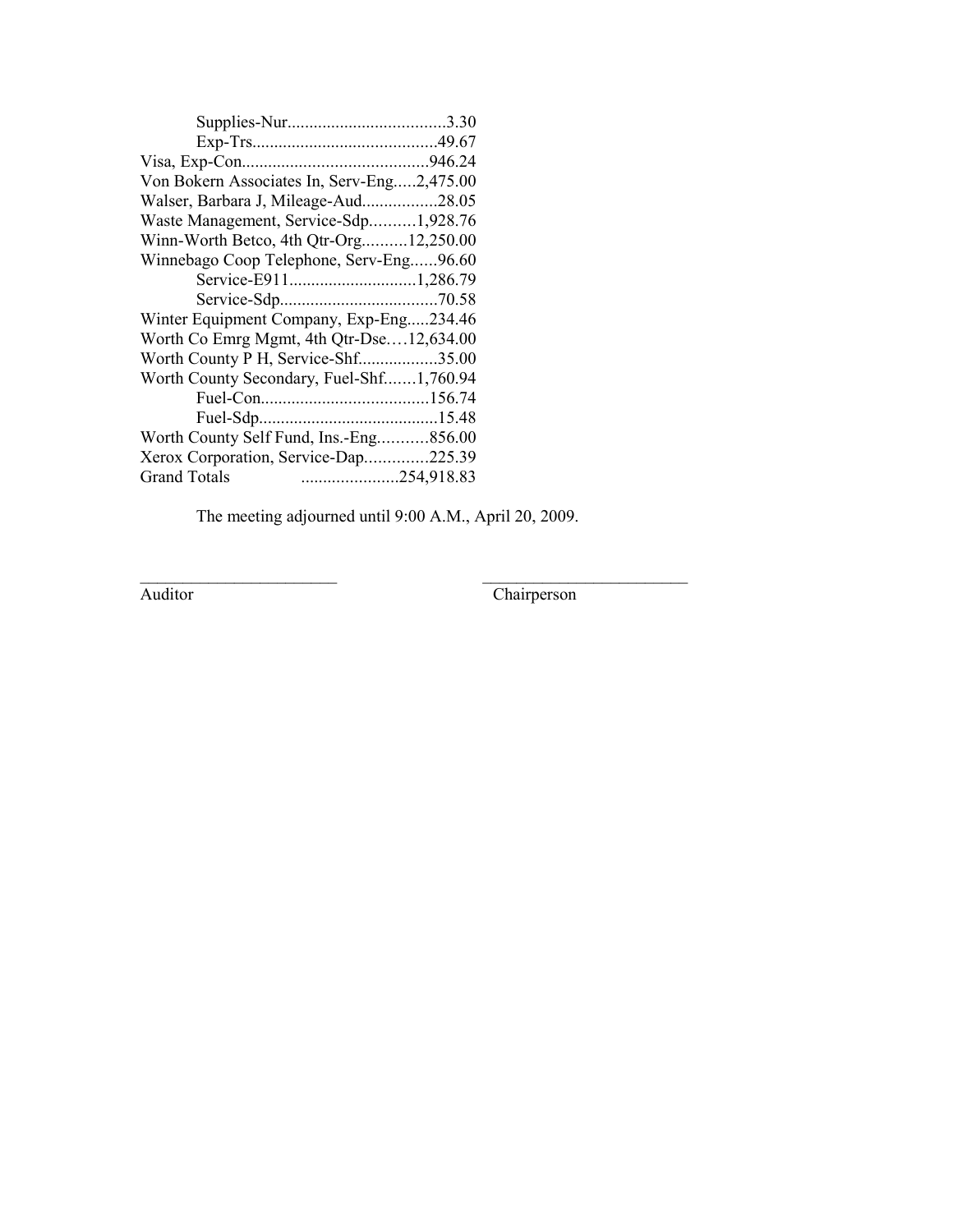Supplies-Nur....................................3.30
Exp-Trs..........................................49.67
Visa, Exp-Con..........................................946.24
Von Bokern Associates In, Serv-Eng.....2,475.00
Walser, Barbara J, Mileage-Aud.................28.05
Waste Management, Service-Sdp..........1,928.76
Winn-Worth Betco, 4th Qtr-Org..........12,250.00
Winnebago Coop Telephone, Serv-Eng......96.60
Service-E911.............................1,286.79
Service-Sdp....................................70.58
Winter Equipment Company, Exp-Eng.....234.46
Worth Co Emrg Mgmt, 4th Qtr-Dse….12,634.00
Worth County P H, Service-Shf..................35.00
Worth County Secondary, Fuel-Shf.......1,760.94
Fuel-Con......................................156.74
Fuel-Sdp.........................................15.48
Worth County Self Fund, Ins.-Eng...........856.00
Xerox Corporation, Service-Dap..............225.39
Grand Totals ......................254,918.83

The meeting adjourned until 9:00 A.M., April 20, 2009.

________________________ ________________________
Auditor Chairperson